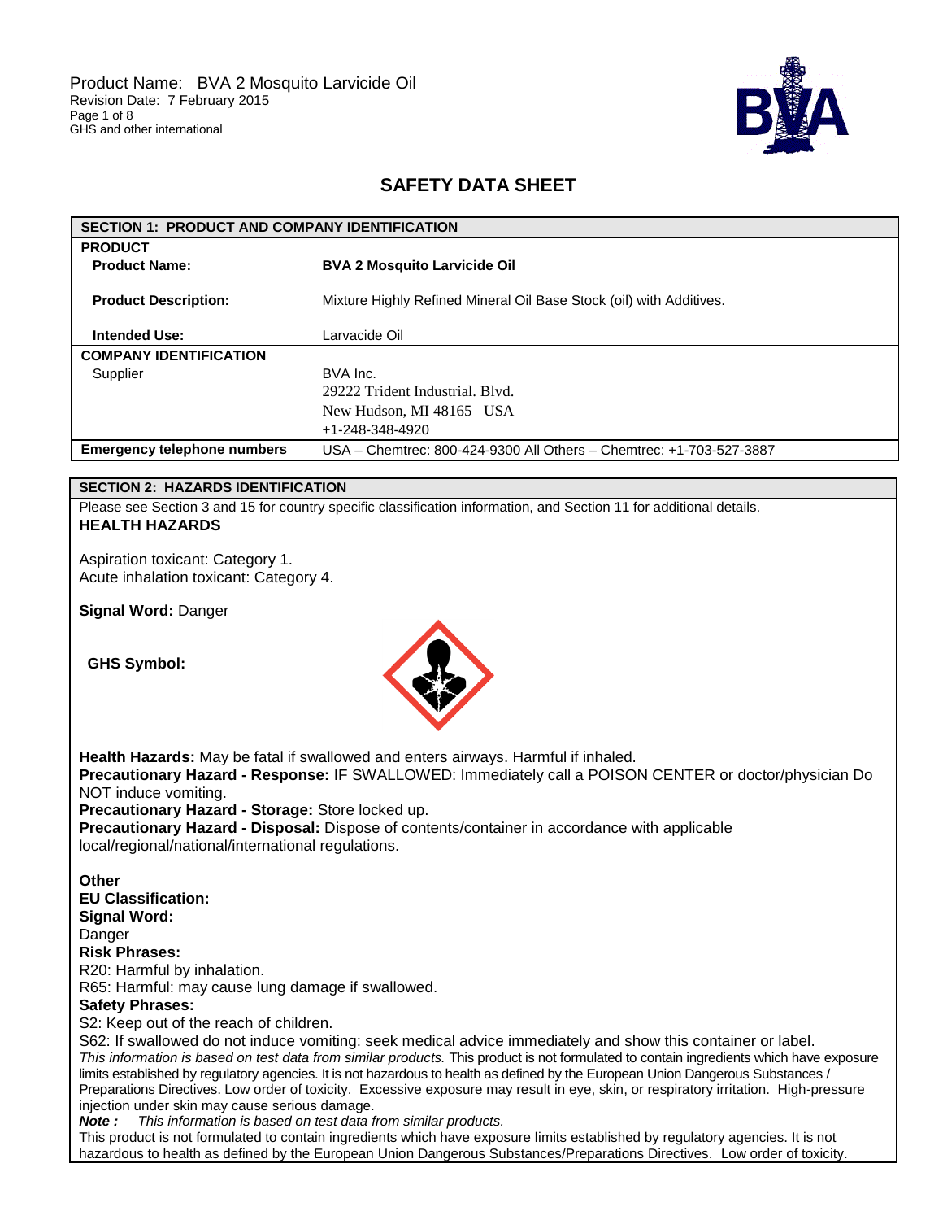Product Name: BVA 2 Mosquito Larvicide Oil
Revision Date: 7 February 2015
GHS and other international

# SAFETY DATA SHEET

## SECTION 1: PRODUCT AND COMPANY IDENTIFICATION

**PRODUCT**

| | |
|---|---|
| **Product Name:** | **BVA 2 Mosquito Larvicide Oil** |
| **Product Description:** | Mixture Highly Refined Mineral Oil Base Stock (oil) with Additives. |
| **Intended Use:** | Larvacide Oil |

**COMPANY IDENTIFICATION**

| | |
|---|---|
| Supplier | BVA Inc.<br>29222 Trident Industrial. Blvd.<br>New Hudson, MI 48165 USA<br>+1-248-348-4920 |
| **Emergency telephone numbers** | USA – Chemtrec: 800-424-9300 All Others – Chemtrec: +1-703-527-3887 |

## SECTION 2: HAZARDS IDENTIFICATION

Please see Section 3 and 15 for country specific classification information, and Section 11 for additional details.

**HEALTH HAZARDS**

Aspiration toxicant: Category 1.
Acute inhalation toxicant: Category 4.

**Signal Word:** Danger

**GHS Symbol:**

**Health Hazards:** May be fatal if swallowed and enters airways. Harmful if inhaled.
**Precautionary Hazard - Response:** IF SWALLOWED: Immediately call a POISON CENTER or doctor/physician Do NOT induce vomiting.
**Precautionary Hazard - Storage:** Store locked up.
**Precautionary Hazard - Disposal:** Dispose of contents/container in accordance with applicable local/regional/national/international regulations.

**Other**
**EU Classification:**
**Signal Word:**
Danger
**Risk Phrases:**
R20: Harmful by inhalation.
R65: Harmful: may cause lung damage if swallowed.
**Safety Phrases:**
S2: Keep out of the reach of children.
S62: If swallowed do not induce vomiting: seek medical advice immediately and show this container or label.
*This information is based on test data from similar products.* This product is not formulated to contain ingredients which have exposure limits established by regulatory agencies. It is not hazardous to health as defined by the European Union Dangerous Substances / Preparations Directives. Low order of toxicity. Excessive exposure may result in eye, skin, or respiratory irritation. High-pressure injection under skin may cause serious damage.
***Note :*** *This information is based on test data from similar products.*
This product is not formulated to contain ingredients which have exposure limits established by regulatory agencies. It is not hazardous to health as defined by the European Union Dangerous Substances/Preparations Directives. Low order of toxicity.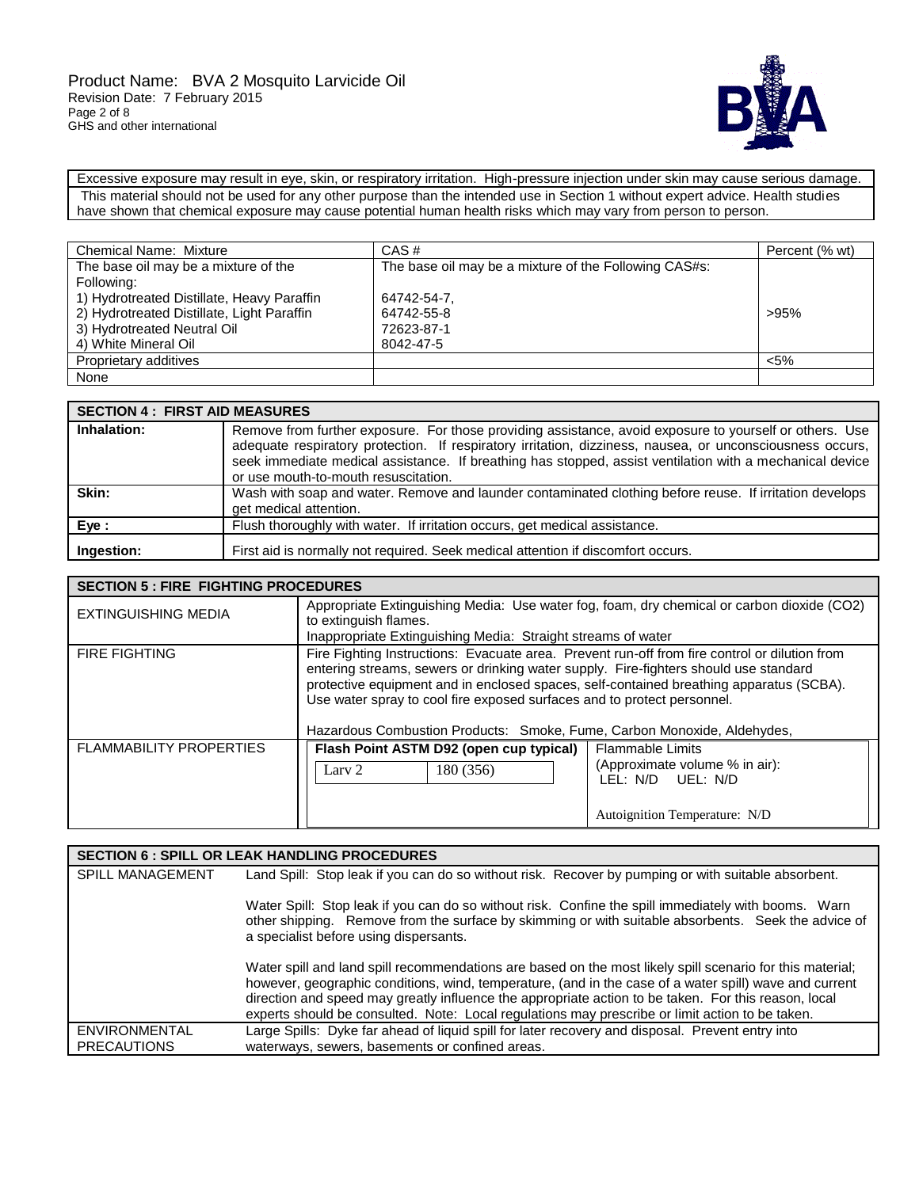| Excessive exposure may result in eye, skin, or respiratory irritation. High-pressure injection under skin may cause serious damage. This material should not be used for any other purpose than the intended use in Section 1 without expert advice. Health studies have shown that chemical exposure may cause potential human health risks which may vary from person to person. |
|---|

| Chemical Name: Mixture | CAS # | Percent (% wt) |
|---|---|---|
| The base oil may be a mixture of the Following:<br>1) Hydrotreated Distillate, Heavy Paraffin<br>2) Hydrotreated Distillate, Light Paraffin<br>3) Hydrotreated Neutral Oil<br>4) White Mineral Oil | The base oil may be a mixture of the Following CAS#s:<br>64742-54-7,<br>64742-55-8<br>72623-87-1<br>8042-47-5 | >95% |
| Proprietary additives | | <5% |
| None | | |

| SECTION 4 : FIRST AID MEASURES | |
|---|---|
| **Inhalation:** | Remove from further exposure. For those providing assistance, avoid exposure to yourself or others. Use adequate respiratory protection. If respiratory irritation, dizziness, nausea, or unconsciousness occurs, seek immediate medical assistance. If breathing has stopped, assist ventilation with a mechanical device or use mouth-to-mouth resuscitation. |
| **Skin:** | Wash with soap and water. Remove and launder contaminated clothing before reuse. If irritation develops get medical attention. |
| **Eye :** | Flush thoroughly with water. If irritation occurs, get medical assistance. |
| **Ingestion:** | First aid is normally not required. Seek medical attention if discomfort occurs. |

| SECTION 5 : FIRE FIGHTING PROCEDURES | | |
|---|---|---|
| EXTINGUISHING MEDIA | Appropriate Extinguishing Media: Use water fog, foam, dry chemical or carbon dioxide ($CO_2$) to extinguish flames.<br>Inappropriate Extinguishing Media: Straight streams of water | |
| FIRE FIGHTING | Fire Fighting Instructions: Evacuate area. Prevent run-off from fire control or dilution from entering streams, sewers or drinking water supply. Fire-fighters should use standard protective equipment and in enclosed spaces, self-contained breathing apparatus (SCBA). Use water spray to cool fire exposed surfaces and to protect personnel.<br><br>Hazardous Combustion Products: Smoke, Fume, Carbon Monoxide, Aldehydes, | |
| FLAMMABILITY PROPERTIES | **Flash Point ASTM D92 (open cup typical)**<br>Larv 2 — 180 (356) | Flammable Limits<br>(Approximate volume % in air):<br>LEL: N/D UEL: N/D<br><br>Autoignition Temperature: N/D |

| SECTION 6 : SPILL OR LEAK HANDLING PROCEDURES | |
|---|---|
| SPILL MANAGEMENT | Land Spill: Stop leak if you can do so without risk. Recover by pumping or with suitable absorbent.<br><br>Water Spill: Stop leak if you can do so without risk. Confine the spill immediately with booms. Warn other shipping. Remove from the surface by skimming or with suitable absorbents. Seek the advice of a specialist before using dispersants.<br><br>Water spill and land spill recommendations are based on the most likely spill scenario for this material; however, geographic conditions, wind, temperature, (and in the case of a water spill) wave and current direction and speed may greatly influence the appropriate action to be taken. For this reason, local experts should be consulted. Note: Local regulations may prescribe or limit action to be taken. |
| ENVIRONMENTAL PRECAUTIONS | Large Spills: Dyke far ahead of liquid spill for later recovery and disposal. Prevent entry into waterways, sewers, basements or confined areas. |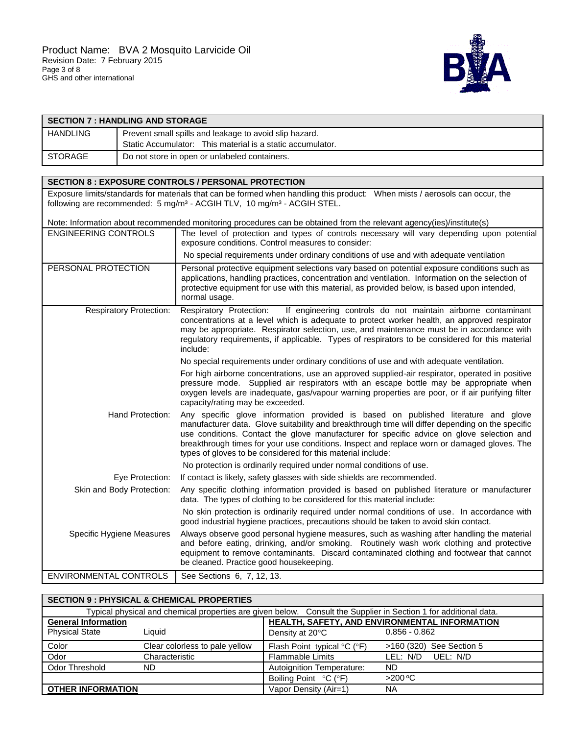## SECTION 7 : HANDLING AND STORAGE

| | |
|---|---|
| HANDLING | Prevent small spills and leakage to avoid slip hazard.<br>Static Accumulator: This material is a static accumulator. |
| STORAGE | Do not store in open or unlabeled containers. |

## SECTION 8 : EXPOSURE CONTROLS / PERSONAL PROTECTION

Exposure limits/standards for materials that can be formed when handling this product: When mists / aerosols can occur, the following are recommended: 5 mg/m³ - ACGIH TLV, 10 mg/m³ - ACGIH STEL.

Note: Information about recommended monitoring procedures can be obtained from the relevant agency(ies)/institute(s)

| | |
|---|---|
| ENGINEERING CONTROLS | The level of protection and types of controls necessary will vary depending upon potential exposure conditions. Control measures to consider:<br>No special requirements under ordinary conditions of use and with adequate ventilation |
| PERSONAL PROTECTION | Personal protective equipment selections vary based on potential exposure conditions such as applications, handling practices, concentration and ventilation. Information on the selection of protective equipment for use with this material, as provided below, is based upon intended, normal usage. |
| Respiratory Protection: | Respiratory Protection: If engineering controls do not maintain airborne contaminant concentrations at a level which is adequate to protect worker health, an approved respirator may be appropriate. Respirator selection, use, and maintenance must be in accordance with regulatory requirements, if applicable. Types of respirators to be considered for this material include:<br>No special requirements under ordinary conditions of use and with adequate ventilation.<br>For high airborne concentrations, use an approved supplied-air respirator, operated in positive pressure mode. Supplied air respirators with an escape bottle may be appropriate when oxygen levels are inadequate, gas/vapour warning properties are poor, or if air purifying filter capacity/rating may be exceeded. |
| Hand Protection: | Any specific glove information provided is based on published literature and glove manufacturer data. Glove suitability and breakthrough time will differ depending on the specific use conditions. Contact the glove manufacturer for specific advice on glove selection and breakthrough times for your use conditions. Inspect and replace worn or damaged gloves. The types of gloves to be considered for this material include:<br>No protection is ordinarily required under normal conditions of use. |
| Eye Protection: | If contact is likely, safety glasses with side shields are recommended. |
| Skin and Body Protection: | Any specific clothing information provided is based on published literature or manufacturer data. The types of clothing to be considered for this material include:<br>No skin protection is ordinarily required under normal conditions of use. In accordance with good industrial hygiene practices, precautions should be taken to avoid skin contact. |
| Specific Hygiene Measures | Always observe good personal hygiene measures, such as washing after handling the material and before eating, drinking, and/or smoking. Routinely wash work clothing and protective equipment to remove contaminants. Discard contaminated clothing and footwear that cannot be cleaned. Practice good housekeeping. |
| ENVIRONMENTAL CONTROLS | See Sections 6, 7, 12, 13. |

## SECTION 9 : PHYSICAL & CHEMICAL PROPERTIES

Typical physical and chemical properties are given below. Consult the Supplier in Section 1 for additional data.

| **General Information** | | **HEALTH, SAFETY, AND ENVIRONMENTAL INFORMATION** | |
|---|---|---|---|
| Physical State | Liquid | Density at 20°C | 0.856 - 0.862 |
| Color | Clear colorless to pale yellow | Flash Point typical °C (°F) | >160 (320) See Section 5 |
| Odor | Characteristic | Flammable Limits | LEL: N/D UEL: N/D |
| Odor Threshold | ND | Autoignition Temperature: | ND |
| | | Boiling Point °C (°F) | >200 °C |
| **OTHER INFORMATION** | | Vapor Density (Air=1) | NA |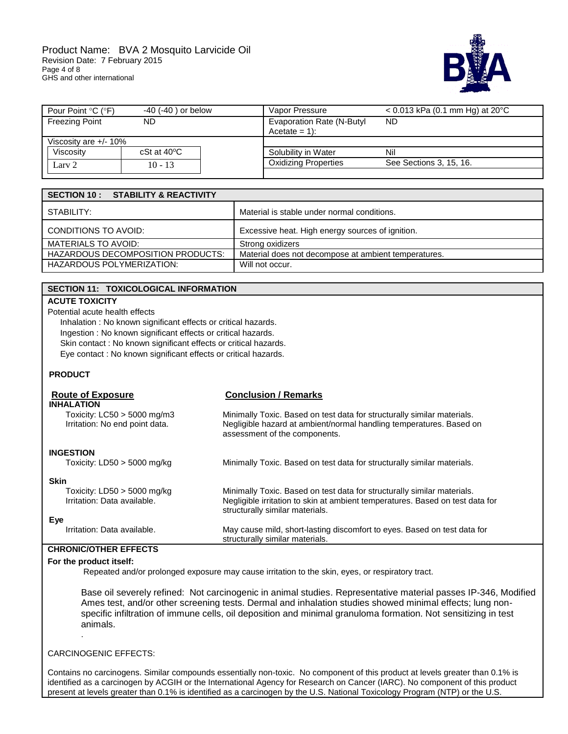| Pour Point °C (°F) | -40 (-40 ) or below | Vapor Pressure | < 0.013 kPa (0.1 mm Hg) at 20°C |
|---|---|---|---|
| Freezing Point | ND | Evaporation Rate (N-Butyl Acetate = 1): | ND |
| Viscosity are +/- 10% | | | |
| Viscosity | cSt at 40ºC | Solubility in Water | Nil |
| Larv 2 | 10 - 13 | Oxidizing Properties | See Sections 3, 15, 16. |

## SECTION 10 : STABILITY & REACTIVITY

| | |
|---|---|
| STABILITY: | Material is stable under normal conditions. |
| CONDITIONS TO AVOID: | Excessive heat. High energy sources of ignition. |
| MATERIALS TO AVOID: | Strong oxidizers |
| HAZARDOUS DECOMPOSITION PRODUCTS: | Material does not decompose at ambient temperatures. |
| HAZARDOUS POLYMERIZATION: | Will not occur. |

## SECTION 11: TOXICOLOGICAL INFORMATION

**ACUTE TOXICITY**

Potential acute health effects

- Inhalation : No known significant effects or critical hazards.
- Ingestion : No known significant effects or critical hazards.
- Skin contact : No known significant effects or critical hazards.
- Eye contact : No known significant effects or critical hazards.

**PRODUCT**

| Route of Exposure | Conclusion / Remarks |
|---|---|
| **INHALATION** | |
| Toxicity: LC50 > 5000 mg/m3 | Minimally Toxic. Based on test data for structurally similar materials. |
| Irritation: No end point data. | Negligible hazard at ambient/normal handling temperatures. Based on assessment of the components. |
| **INGESTION** | |
| Toxicity: LD50 > 5000 mg/kg | Minimally Toxic. Based on test data for structurally similar materials. |
| **Skin** | |
| Toxicity: LD50 > 5000 mg/kg | Minimally Toxic. Based on test data for structurally similar materials. |
| Irritation: Data available. | Negligible irritation to skin at ambient temperatures. Based on test data for structurally similar materials. |
| **Eye** | |
| Irritation: Data available. | May cause mild, short-lasting discomfort to eyes. Based on test data for structurally similar materials. |

**CHRONIC/OTHER EFFECTS**

**For the product itself:**

Repeated and/or prolonged exposure may cause irritation to the skin, eyes, or respiratory tract.

Base oil severely refined: Not carcinogenic in animal studies. Representative material passes IP-346, Modified Ames test, and/or other screening tests. Dermal and inhalation studies showed minimal effects; lung non-specific infiltration of immune cells, oil deposition and minimal granuloma formation. Not sensitizing in test animals.

CARCINOGENIC EFFECTS:

Contains no carcinogens. Similar compounds essentially non-toxic. No component of this product at levels greater than 0.1% is identified as a carcinogen by ACGIH or the International Agency for Research on Cancer (IARC). No component of this product present at levels greater than 0.1% is identified as a carcinogen by the U.S. National Toxicology Program (NTP) or the U.S.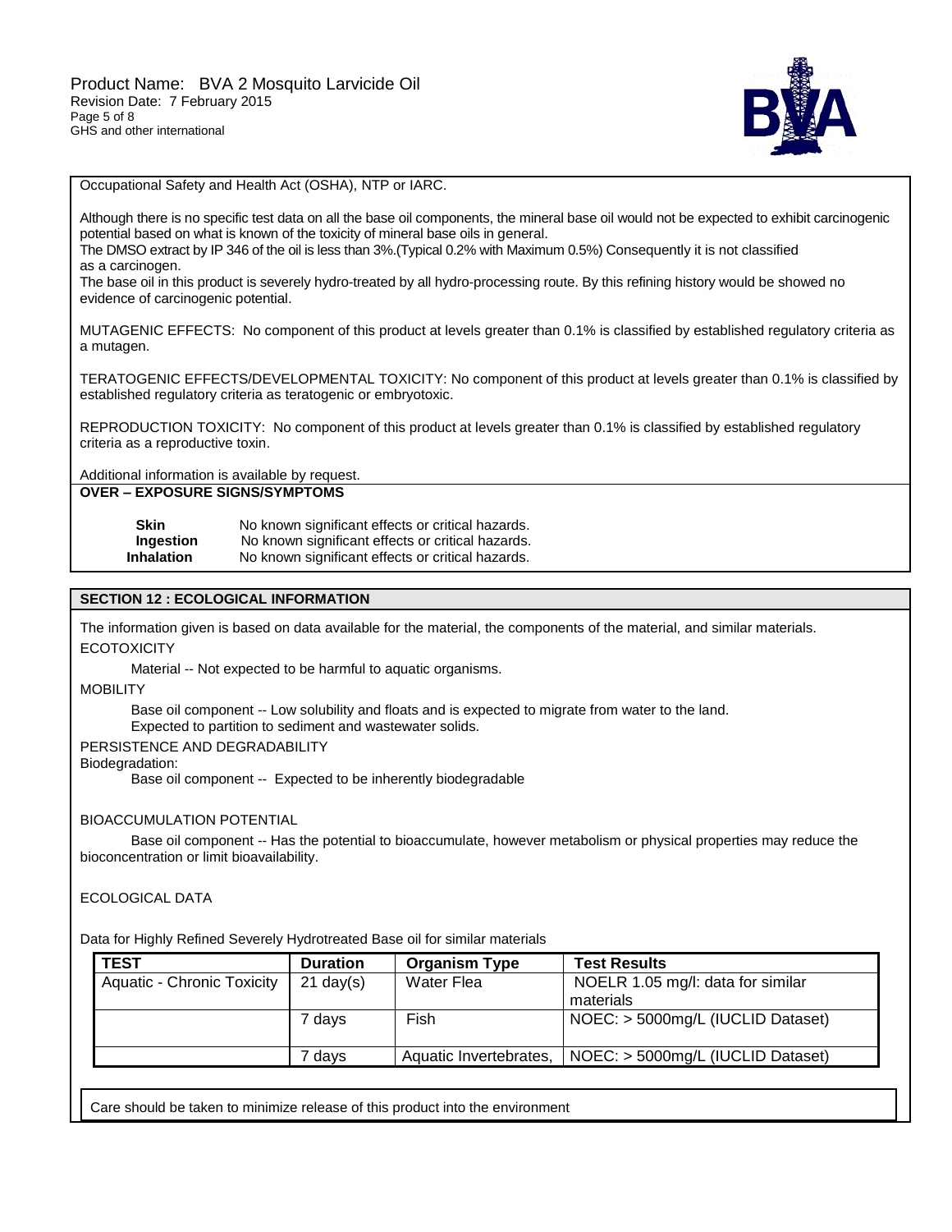Occupational Safety and Health Act (OSHA), NTP or IARC.

Although there is no specific test data on all the base oil components, the mineral base oil would not be expected to exhibit carcinogenic potential based on what is known of the toxicity of mineral base oils in general.
The DMSO extract by IP 346 of the oil is less than 3%.(Typical 0.2% with Maximum 0.5%) Consequently it is not classified as a carcinogen.
The base oil in this product is severely hydro-treated by all hydro-processing route. By this refining history would be showed no evidence of carcinogenic potential.

MUTAGENIC EFFECTS: No component of this product at levels greater than 0.1% is classified by established regulatory criteria as a mutagen.

TERATOGENIC EFFECTS/DEVELOPMENTAL TOXICITY: No component of this product at levels greater than 0.1% is classified by established regulatory criteria as teratogenic or embryotoxic.

REPRODUCTION TOXICITY: No component of this product at levels greater than 0.1% is classified by established regulatory criteria as a reproductive toxin.

Additional information is available by request.

**OVER – EXPOSURE SIGNS/SYMPTOMS**

| | |
|---|---|
| **Skin** | No known significant effects or critical hazards. |
| **Ingestion** | No known significant effects or critical hazards. |
| **Inhalation** | No known significant effects or critical hazards. |

## SECTION 12 : ECOLOGICAL INFORMATION

The information given is based on data available for the material, the components of the material, and similar materials.

ECOTOXICITY

Material -- Not expected to be harmful to aquatic organisms.

MOBILITY

Base oil component -- Low solubility and floats and is expected to migrate from water to the land.
Expected to partition to sediment and wastewater solids.

PERSISTENCE AND DEGRADABILITY

Biodegradation:

Base oil component -- Expected to be inherently biodegradable

BIOACCUMULATION POTENTIAL

Base oil component -- Has the potential to bioaccumulate, however metabolism or physical properties may reduce the bioconcentration or limit bioavailability.

ECOLOGICAL DATA

Data for Highly Refined Severely Hydrotreated Base oil for similar materials

| TEST | Duration | Organism Type | Test Results |
|---|---|---|---|
| Aquatic - Chronic Toxicity | 21 day(s) | Water Flea | NOELR 1.05 mg/l: data for similar materials |
| | 7 days | Fish | NOEC: > 5000mg/L (IUCLID Dataset) |
| | 7 days | Aquatic Invertebrates, | NOEC: > 5000mg/L (IUCLID Dataset) |

Care should be taken to minimize release of this product into the environment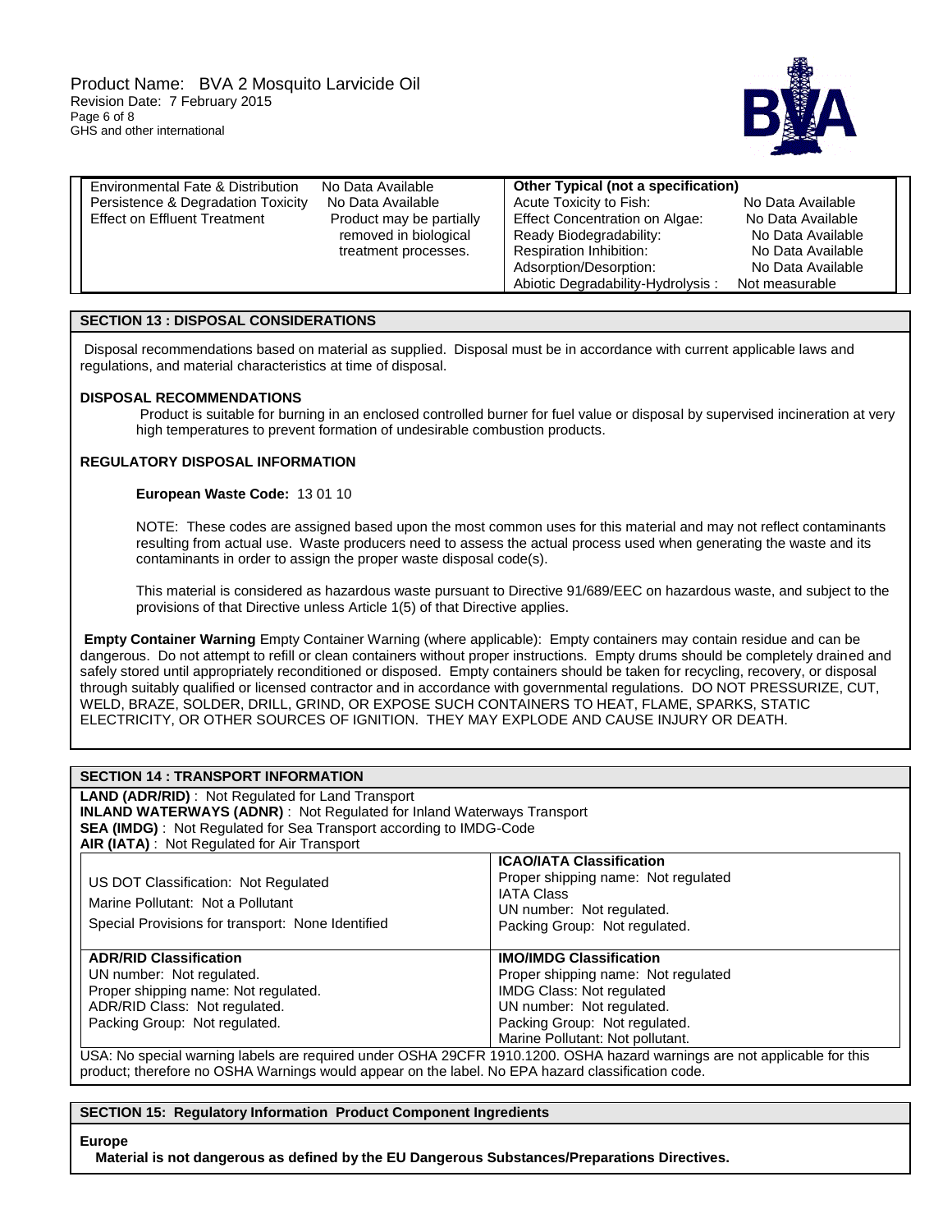| Environmental Fate & Distribution | No Data Available | **Other Typical (not a specification)** | |
|---|---|---|---|
| Persistence & Degradation Toxicity | No Data Available | Acute Toxicity to Fish: | No Data Available |
| Effect on Effluent Treatment | Product may be partially removed in biological treatment processes. | Effect Concentration on Algae: | No Data Available |
| | | Ready Biodegradability: | No Data Available |
| | | Respiration Inhibition: | No Data Available |
| | | Adsorption/Desorption: | No Data Available |
| | | Abiotic Degradability-Hydrolysis : | Not measurable |

## SECTION 13 : DISPOSAL CONSIDERATIONS

Disposal recommendations based on material as supplied. Disposal must be in accordance with current applicable laws and regulations, and material characteristics at time of disposal.

**DISPOSAL RECOMMENDATIONS**

Product is suitable for burning in an enclosed controlled burner for fuel value or disposal by supervised incineration at very high temperatures to prevent formation of undesirable combustion products.

**REGULATORY DISPOSAL INFORMATION**

**European Waste Code:** 13 01 10

NOTE: These codes are assigned based upon the most common uses for this material and may not reflect contaminants resulting from actual use. Waste producers need to assess the actual process used when generating the waste and its contaminants in order to assign the proper waste disposal code(s).

This material is considered as hazardous waste pursuant to Directive 91/689/EEC on hazardous waste, and subject to the provisions of that Directive unless Article 1(5) of that Directive applies.

**Empty Container Warning** Empty Container Warning (where applicable): Empty containers may contain residue and can be dangerous. Do not attempt to refill or clean containers without proper instructions. Empty drums should be completely drained and safely stored until appropriately reconditioned or disposed. Empty containers should be taken for recycling, recovery, or disposal through suitably qualified or licensed contractor and in accordance with governmental regulations. DO NOT PRESSURIZE, CUT, WELD, BRAZE, SOLDER, DRILL, GRIND, OR EXPOSE SUCH CONTAINERS TO HEAT, FLAME, SPARKS, STATIC ELECTRICITY, OR OTHER SOURCES OF IGNITION. THEY MAY EXPLODE AND CAUSE INJURY OR DEATH.

## SECTION 14 : TRANSPORT INFORMATION

**LAND (ADR/RID)** : Not Regulated for Land Transport
**INLAND WATERWAYS (ADNR)** : Not Regulated for Inland Waterways Transport
**SEA (IMDG)** : Not Regulated for Sea Transport according to IMDG-Code
**AIR (IATA)** : Not Regulated for Air Transport

| | |
|---|---|
| US DOT Classification: Not Regulated<br>Marine Pollutant: Not a Pollutant<br>Special Provisions for transport: None Identified | **ICAO/IATA Classification**<br>Proper shipping name: Not regulated<br>IATA Class<br>UN number: Not regulated.<br>Packing Group: Not regulated. |
| **ADR/RID Classification**<br>UN number: Not regulated.<br>Proper shipping name: Not regulated.<br>ADR/RID Class: Not regulated.<br>Packing Group: Not regulated. | **IMO/IMDG Classification**<br>Proper shipping name: Not regulated<br>IMDG Class: Not regulated<br>UN number: Not regulated.<br>Packing Group: Not regulated.<br>Marine Pollutant: Not pollutant. |

USA: No special warning labels are required under OSHA 29CFR 1910.1200. OSHA hazard warnings are not applicable for this product; therefore no OSHA Warnings would appear on the label. No EPA hazard classification code.

## SECTION 15: Regulatory Information Product Component Ingredients

**Europe**

**Material is not dangerous as defined by the EU Dangerous Substances/Preparations Directives.**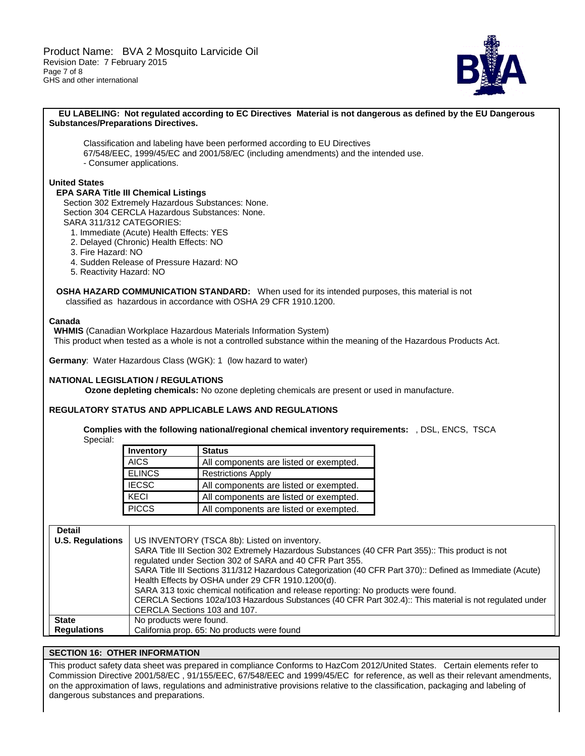**EU LABELING: Not regulated according to EC Directives Material is not dangerous as defined by the EU Dangerous Substances/Preparations Directives.**

Classification and labeling have been performed according to EU Directives 67/548/EEC, 1999/45/EC and 2001/58/EC (including amendments) and the intended use.
- Consumer applications.

**United States**

**EPA SARA Title III Chemical Listings**

Section 302 Extremely Hazardous Substances: None.
Section 304 CERCLA Hazardous Substances: None.
SARA 311/312 CATEGORIES:

1. Immediate (Acute) Health Effects: YES
2. Delayed (Chronic) Health Effects: NO
3. Fire Hazard: NO
4. Sudden Release of Pressure Hazard: NO
5. Reactivity Hazard: NO

**OSHA HAZARD COMMUNICATION STANDARD:** When used for its intended purposes, this material is not classified as hazardous in accordance with OSHA 29 CFR 1910.1200.

**Canada**

**WHMIS** (Canadian Workplace Hazardous Materials Information System)
This product when tested as a whole is not a controlled substance within the meaning of the Hazardous Products Act.

**Germany**: Water Hazardous Class (WGK): 1 (low hazard to water)

**NATIONAL LEGISLATION / REGULATIONS**

**Ozone depleting chemicals:** No ozone depleting chemicals are present or used in manufacture.

**REGULATORY STATUS AND APPLICABLE LAWS AND REGULATIONS**

**Complies with the following national/regional chemical inventory requirements:** , DSL, ENCS, TSCA
Special:

| Inventory | Status |
|---|---|
| AICS | All components are listed or exempted. |
| ELINCS | Restrictions Apply |
| IECSC | All components are listed or exempted. |
| KECI | All components are listed or exempted. |
| PICCS | All components are listed or exempted. |

| Detail | |
|---|---|
| **U.S. Regulations** | US INVENTORY (TSCA 8b): Listed on inventory. SARA Title III Section 302 Extremely Hazardous Substances (40 CFR Part 355):: This product is not regulated under Section 302 of SARA and 40 CFR Part 355. SARA Title III Sections 311/312 Hazardous Categorization (40 CFR Part 370):: Defined as Immediate (Acute) Health Effects by OSHA under 29 CFR 1910.1200(d). SARA 313 toxic chemical notification and release reporting: No products were found. CERCLA Sections 102a/103 Hazardous Substances (40 CFR Part 302.4):: This material is not regulated under CERCLA Sections 103 and 107. |
| **State Regulations** | No products were found. California prop. 65: No products were found |

## SECTION 16: OTHER INFORMATION

This product safety data sheet was prepared in compliance Conforms to HazCom 2012/United States. Certain elements refer to Commission Directive 2001/58/EC , 91/155/EEC, 67/548/EEC and 1999/45/EC for reference, as well as their relevant amendments, on the approximation of laws, regulations and administrative provisions relative to the classification, packaging and labeling of dangerous substances and preparations.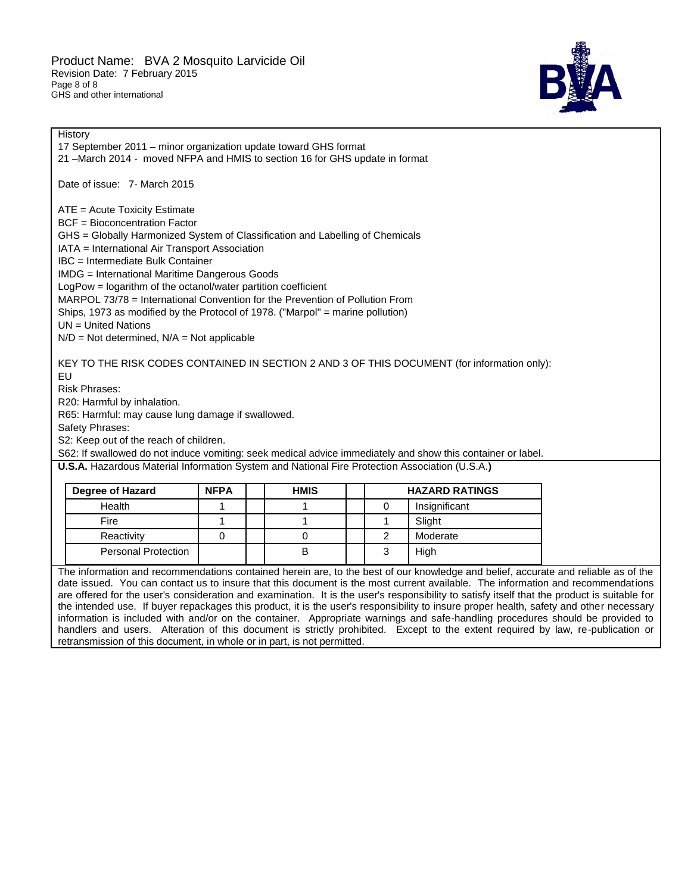History

17 September 2011 – minor organization update toward GHS format

21 –March 2014 - moved NFPA and HMIS to section 16 for GHS update in format

Date of issue: 7- March 2015

ATE = Acute Toxicity Estimate
BCF = Bioconcentration Factor
GHS = Globally Harmonized System of Classification and Labelling of Chemicals
IATA = International Air Transport Association
IBC = Intermediate Bulk Container
IMDG = International Maritime Dangerous Goods
LogPow = logarithm of the octanol/water partition coefficient
MARPOL 73/78 = International Convention for the Prevention of Pollution From Ships, 1973 as modified by the Protocol of 1978. ("Marpol" = marine pollution)
UN = United Nations
N/D = Not determined, N/A = Not applicable

KEY TO THE RISK CODES CONTAINED IN SECTION 2 AND 3 OF THIS DOCUMENT (for information only):

EU

Risk Phrases:

R20: Harmful by inhalation.

R65: Harmful: may cause lung damage if swallowed.

Safety Phrases:

S2: Keep out of the reach of children.

S62: If swallowed do not induce vomiting: seek medical advice immediately and show this container or label.

**U.S.A.** Hazardous Material Information System and National Fire Protection Association (U.S.A.**)**

| Degree of Hazard | NFPA | | HMIS | | HAZARD RATINGS | |
|---|---|---|---|---|---|---|
| Health | 1 | | 1 | | 0 | Insignificant |
| Fire | 1 | | 1 | | 1 | Slight |
| Reactivity | 0 | | 0 | | 2 | Moderate |
| Personal Protection | | | B | | 3 | High |

The information and recommendations contained herein are, to the best of our knowledge and belief, accurate and reliable as of the date issued. You can contact us to insure that this document is the most current available. The information and recommendations are offered for the user's consideration and examination. It is the user's responsibility to satisfy itself that the product is suitable for the intended use. If buyer repackages this product, it is the user's responsibility to insure proper health, safety and other necessary information is included with and/or on the container. Appropriate warnings and safe-handling procedures should be provided to handlers and users. Alteration of this document is strictly prohibited. Except to the extent required by law, re-publication or retransmission of this document, in whole or in part, is not permitted.